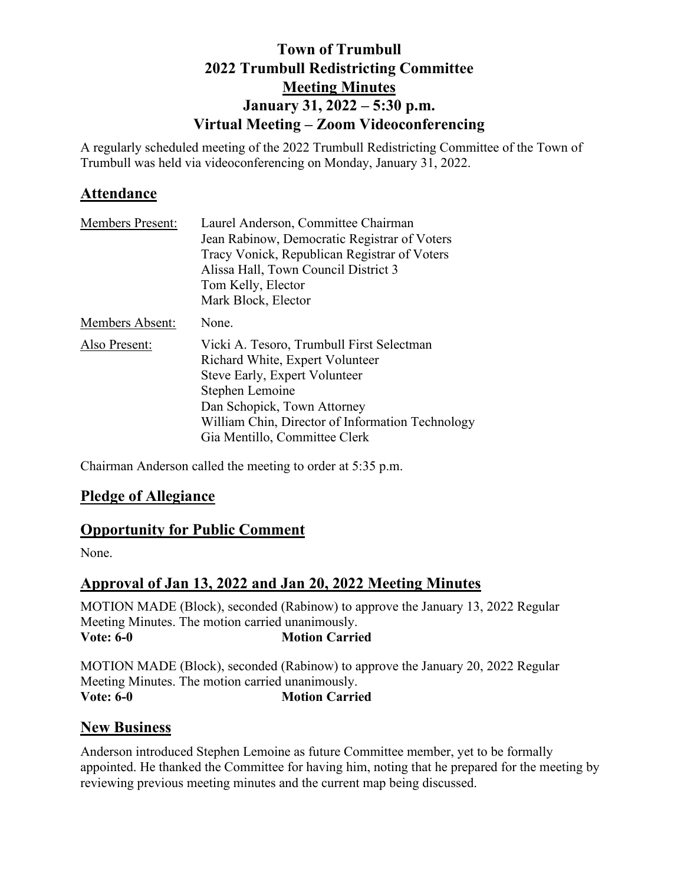# Town of Trumbull
# 2022 Trumbull Redistricting Committee
# Meeting Minutes
# January 31, 2022 – 5:30 p.m.
# Virtual Meeting – Zoom Videoconferencing

A regularly scheduled meeting of the 2022 Trumbull Redistricting Committee of the Town of Trumbull was held via videoconferencing on Monday, January 31, 2022.

## Attendance

| | |
|---|---|
| Members Present: | Laurel Anderson, Committee Chairman<br>Jean Rabinow, Democratic Registrar of Voters<br>Tracy Vonick, Republican Registrar of Voters<br>Alissa Hall, Town Council District 3<br>Tom Kelly, Elector<br>Mark Block, Elector |
| Members Absent: | None. |
| Also Present: | Vicki A. Tesoro, Trumbull First Selectman<br>Richard White, Expert Volunteer<br>Steve Early, Expert Volunteer<br>Stephen Lemoine<br>Dan Schopick, Town Attorney<br>William Chin, Director of Information Technology<br>Gia Mentillo, Committee Clerk |

Chairman Anderson called the meeting to order at 5:35 p.m.

## Pledge of Allegiance

## Opportunity for Public Comment

None.

## Approval of Jan 13, 2022 and Jan 20, 2022 Meeting Minutes

MOTION MADE (Block), seconded (Rabinow) to approve the January 13, 2022 Regular Meeting Minutes. The motion carried unanimously.
**Vote: 6-0** **Motion Carried**

MOTION MADE (Block), seconded (Rabinow) to approve the January 20, 2022 Regular Meeting Minutes. The motion carried unanimously.
**Vote: 6-0** **Motion Carried**

## New Business

Anderson introduced Stephen Lemoine as future Committee member, yet to be formally appointed. He thanked the Committee for having him, noting that he prepared for the meeting by reviewing previous meeting minutes and the current map being discussed.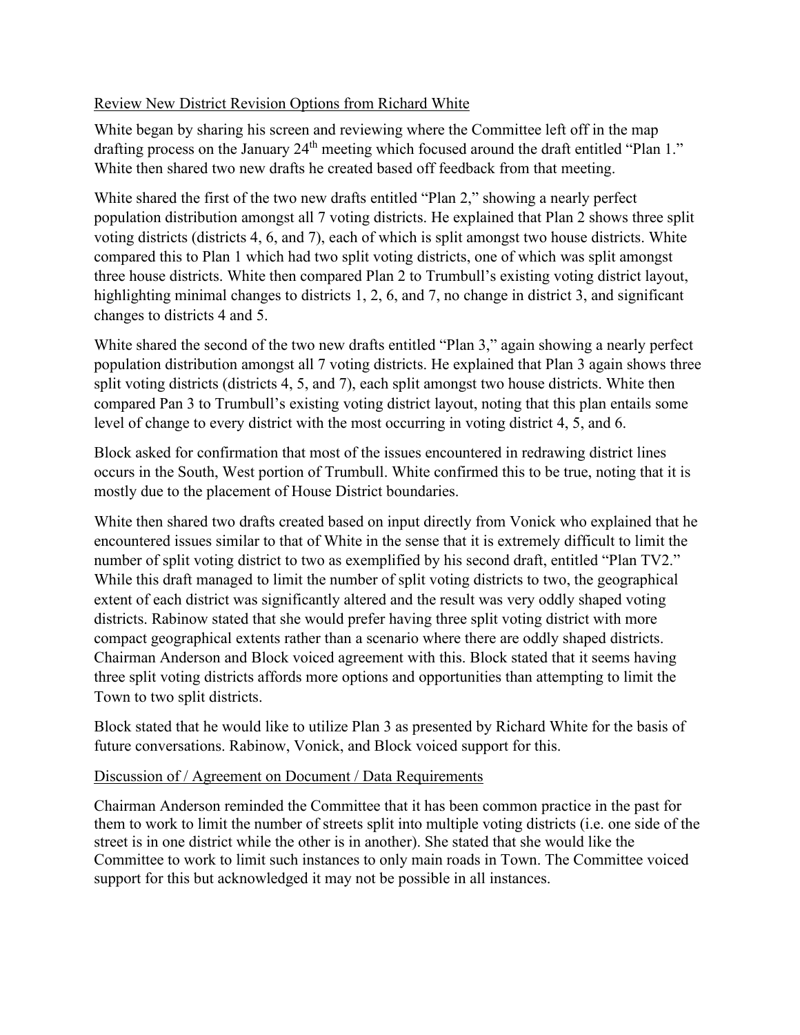## Review New District Revision Options from Richard White

White began by sharing his screen and reviewing where the Committee left off in the map drafting process on the January 24th meeting which focused around the draft entitled "Plan 1." White then shared two new drafts he created based off feedback from that meeting.

White shared the first of the two new drafts entitled "Plan 2," showing a nearly perfect population distribution amongst all 7 voting districts. He explained that Plan 2 shows three split voting districts (districts 4, 6, and 7), each of which is split amongst two house districts. White compared this to Plan 1 which had two split voting districts, one of which was split amongst three house districts. White then compared Plan 2 to Trumbull's existing voting district layout, highlighting minimal changes to districts 1, 2, 6, and 7, no change in district 3, and significant changes to districts 4 and 5.

White shared the second of the two new drafts entitled "Plan 3," again showing a nearly perfect population distribution amongst all 7 voting districts. He explained that Plan 3 again shows three split voting districts (districts 4, 5, and 7), each split amongst two house districts. White then compared Pan 3 to Trumbull's existing voting district layout, noting that this plan entails some level of change to every district with the most occurring in voting district 4, 5, and 6.

Block asked for confirmation that most of the issues encountered in redrawing district lines occurs in the South, West portion of Trumbull. White confirmed this to be true, noting that it is mostly due to the placement of House District boundaries.

White then shared two drafts created based on input directly from Vonick who explained that he encountered issues similar to that of White in the sense that it is extremely difficult to limit the number of split voting district to two as exemplified by his second draft, entitled "Plan TV2." While this draft managed to limit the number of split voting districts to two, the geographical extent of each district was significantly altered and the result was very oddly shaped voting districts. Rabinow stated that she would prefer having three split voting district with more compact geographical extents rather than a scenario where there are oddly shaped districts. Chairman Anderson and Block voiced agreement with this. Block stated that it seems having three split voting districts affords more options and opportunities than attempting to limit the Town to two split districts.

Block stated that he would like to utilize Plan 3 as presented by Richard White for the basis of future conversations. Rabinow, Vonick, and Block voiced support for this.

## Discussion of / Agreement on Document / Data Requirements

Chairman Anderson reminded the Committee that it has been common practice in the past for them to work to limit the number of streets split into multiple voting districts (i.e. one side of the street is in one district while the other is in another). She stated that she would like the Committee to work to limit such instances to only main roads in Town. The Committee voiced support for this but acknowledged it may not be possible in all instances.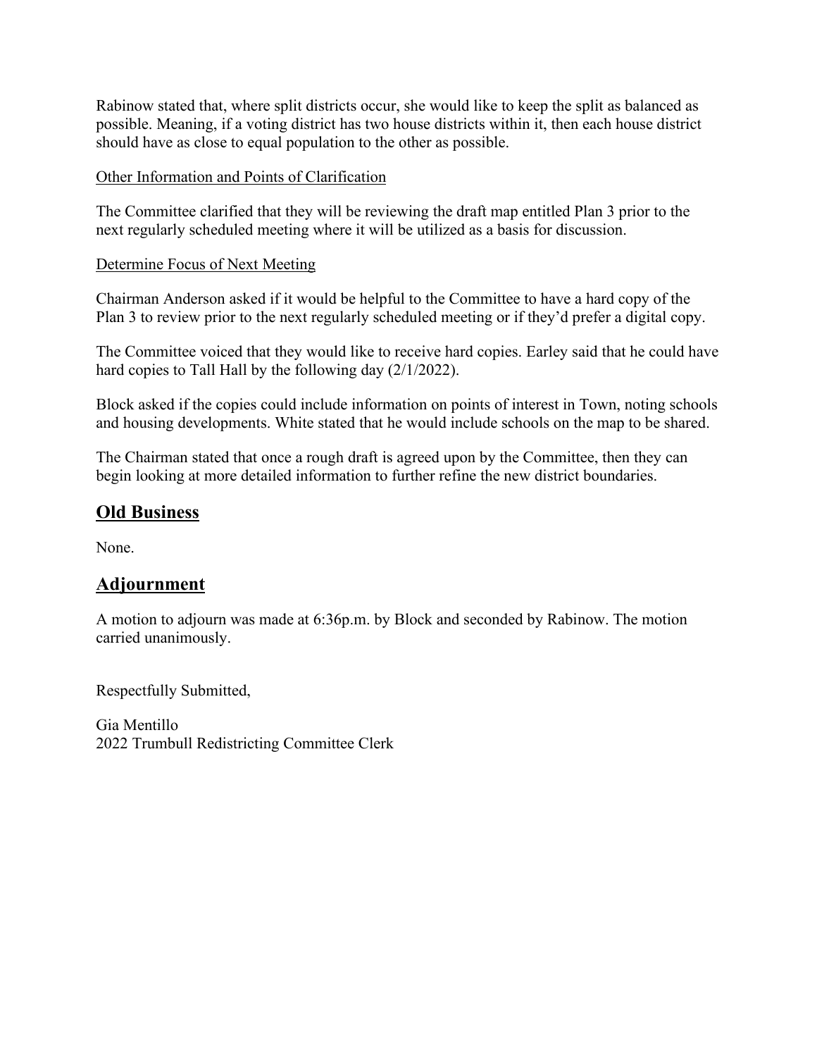Rabinow stated that, where split districts occur, she would like to keep the split as balanced as possible. Meaning, if a voting district has two house districts within it, then each house district should have as close to equal population to the other as possible.

Other Information and Points of Clarification

The Committee clarified that they will be reviewing the draft map entitled Plan 3 prior to the next regularly scheduled meeting where it will be utilized as a basis for discussion.

Determine Focus of Next Meeting

Chairman Anderson asked if it would be helpful to the Committee to have a hard copy of the Plan 3 to review prior to the next regularly scheduled meeting or if they'd prefer a digital copy.

The Committee voiced that they would like to receive hard copies. Earley said that he could have hard copies to Tall Hall by the following day (2/1/2022).

Block asked if the copies could include information on points of interest in Town, noting schools and housing developments. White stated that he would include schools on the map to be shared.

The Chairman stated that once a rough draft is agreed upon by the Committee, then they can begin looking at more detailed information to further refine the new district boundaries.

## **Old Business**

None.

## **Adjournment**

A motion to adjourn was made at 6:36p.m. by Block and seconded by Rabinow. The motion carried unanimously.

Respectfully Submitted,

Gia Mentillo
2022 Trumbull Redistricting Committee Clerk